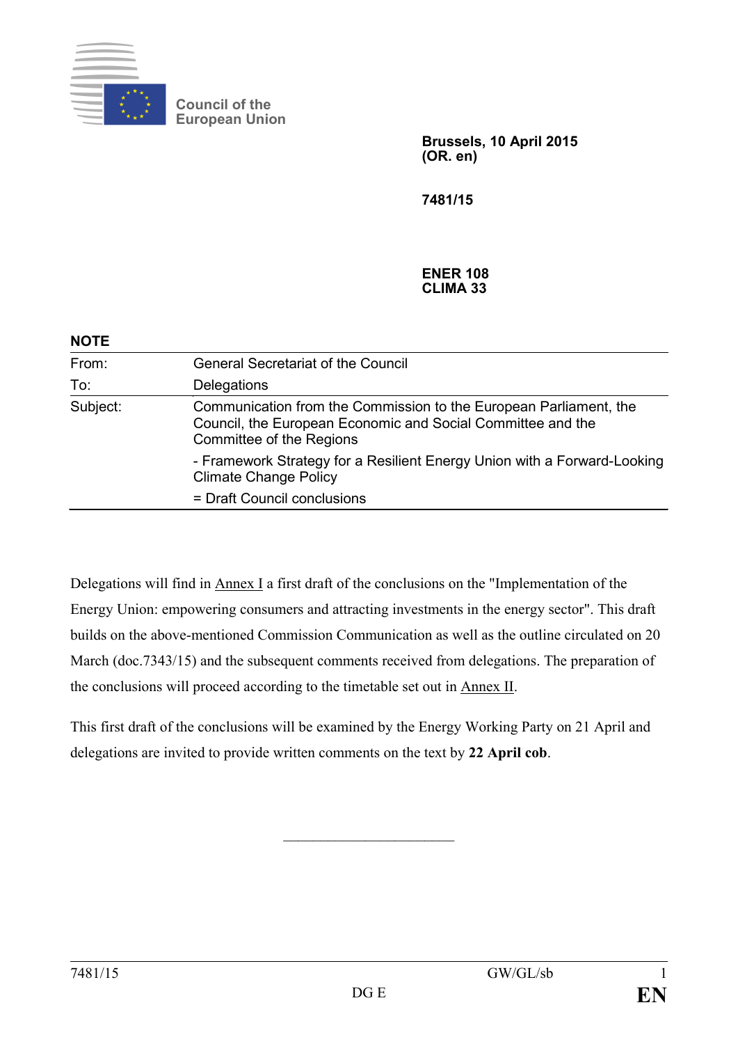Council of the European Union

**Brussels, 10 April 2015**
**(OR. en)**

**7481/15**

**ENER 108**
**CLIMA 33**

**NOTE**

| | |
|---|---|
| From: | General Secretariat of the Council |
| To: | Delegations |
| Subject: | Communication from the Commission to the European Parliament, the Council, the European Economic and Social Committee and the Committee of the Regions<br>- Framework Strategy for a Resilient Energy Union with a Forward-Looking Climate Change Policy<br>= Draft Council conclusions |

Delegations will find in Annex I a first draft of the conclusions on the "Implementation of the Energy Union: empowering consumers and attracting investments in the energy sector". This draft builds on the above-mentioned Commission Communication as well as the outline circulated on 20 March (doc.7343/15) and the subsequent comments received from delegations. The preparation of the conclusions will proceed according to the timetable set out in Annex II.

This first draft of the conclusions will be examined by the Energy Working Party on 21 April and delegations are invited to provide written comments on the text by **22 April cob**.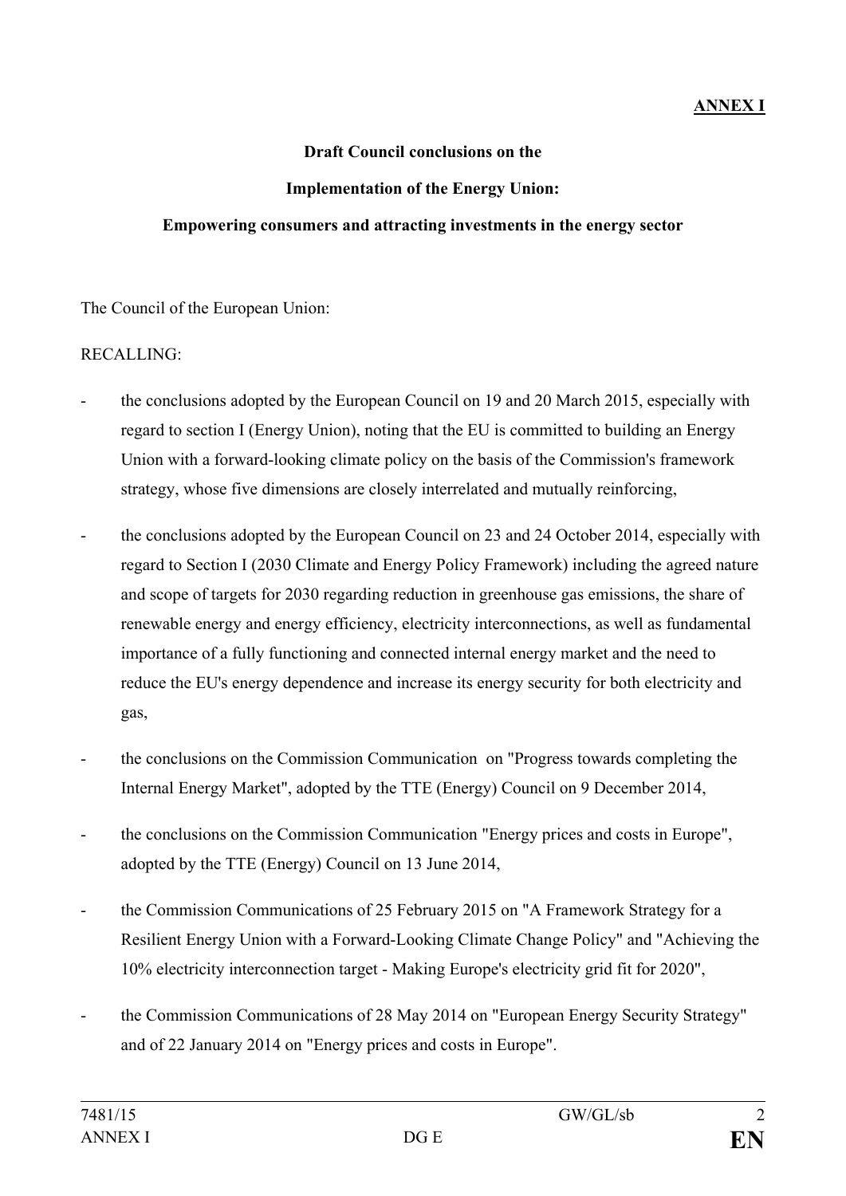**ANNEX I**

**Draft Council conclusions on the**

**Implementation of the Energy Union:**

**Empowering consumers and attracting investments in the energy sector**

The Council of the European Union:

RECALLING:

- the conclusions adopted by the European Council on 19 and 20 March 2015, especially with regard to section I (Energy Union), noting that the EU is committed to building an Energy Union with a forward-looking climate policy on the basis of the Commission's framework strategy, whose five dimensions are closely interrelated and mutually reinforcing,
- the conclusions adopted by the European Council on 23 and 24 October 2014, especially with regard to Section I (2030 Climate and Energy Policy Framework) including the agreed nature and scope of targets for 2030 regarding reduction in greenhouse gas emissions, the share of renewable energy and energy efficiency, electricity interconnections, as well as fundamental importance of a fully functioning and connected internal energy market and the need to reduce the EU's energy dependence and increase its energy security for both electricity and gas,
- the conclusions on the Commission Communication on "Progress towards completing the Internal Energy Market", adopted by the TTE (Energy) Council on 9 December 2014,
- the conclusions on the Commission Communication "Energy prices and costs in Europe", adopted by the TTE (Energy) Council on 13 June 2014,
- the Commission Communications of 25 February 2015 on "A Framework Strategy for a Resilient Energy Union with a Forward-Looking Climate Change Policy" and "Achieving the 10% electricity interconnection target - Making Europe's electricity grid fit for 2020",
- the Commission Communications of 28 May 2014 on "European Energy Security Strategy" and of 22 January 2014 on "Energy prices and costs in Europe".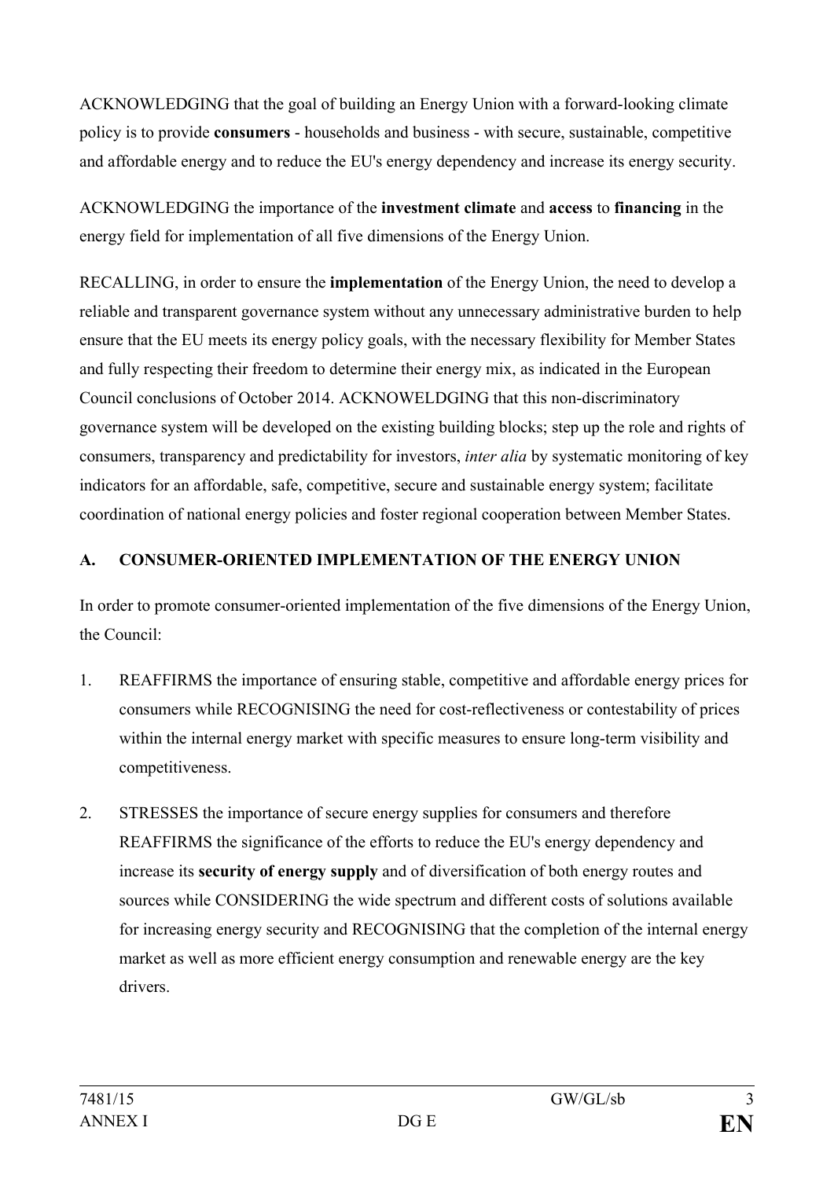ACKNOWLEDGING that the goal of building an Energy Union with a forward-looking climate policy is to provide **consumers** - households and business - with secure, sustainable, competitive and affordable energy and to reduce the EU's energy dependency and increase its energy security.

ACKNOWLEDGING the importance of the **investment climate** and **access** to **financing** in the energy field for implementation of all five dimensions of the Energy Union.

RECALLING, in order to ensure the **implementation** of the Energy Union, the need to develop a reliable and transparent governance system without any unnecessary administrative burden to help ensure that the EU meets its energy policy goals, with the necessary flexibility for Member States and fully respecting their freedom to determine their energy mix, as indicated in the European Council conclusions of October 2014. ACKNOWELDGING that this non-discriminatory governance system will be developed on the existing building blocks; step up the role and rights of consumers, transparency and predictability for investors, *inter alia* by systematic monitoring of key indicators for an affordable, safe, competitive, secure and sustainable energy system; facilitate coordination of national energy policies and foster regional cooperation between Member States.

**A. CONSUMER-ORIENTED IMPLEMENTATION OF THE ENERGY UNION**

In order to promote consumer-oriented implementation of the five dimensions of the Energy Union, the Council:

1. REAFFIRMS the importance of ensuring stable, competitive and affordable energy prices for consumers while RECOGNISING the need for cost-reflectiveness or contestability of prices within the internal energy market with specific measures to ensure long-term visibility and competitiveness.

2. STRESSES the importance of secure energy supplies for consumers and therefore REAFFIRMS the significance of the efforts to reduce the EU's energy dependency and increase its **security of energy supply** and of diversification of both energy routes and sources while CONSIDERING the wide spectrum and different costs of solutions available for increasing energy security and RECOGNISING that the completion of the internal energy market as well as more efficient energy consumption and renewable energy are the key drivers.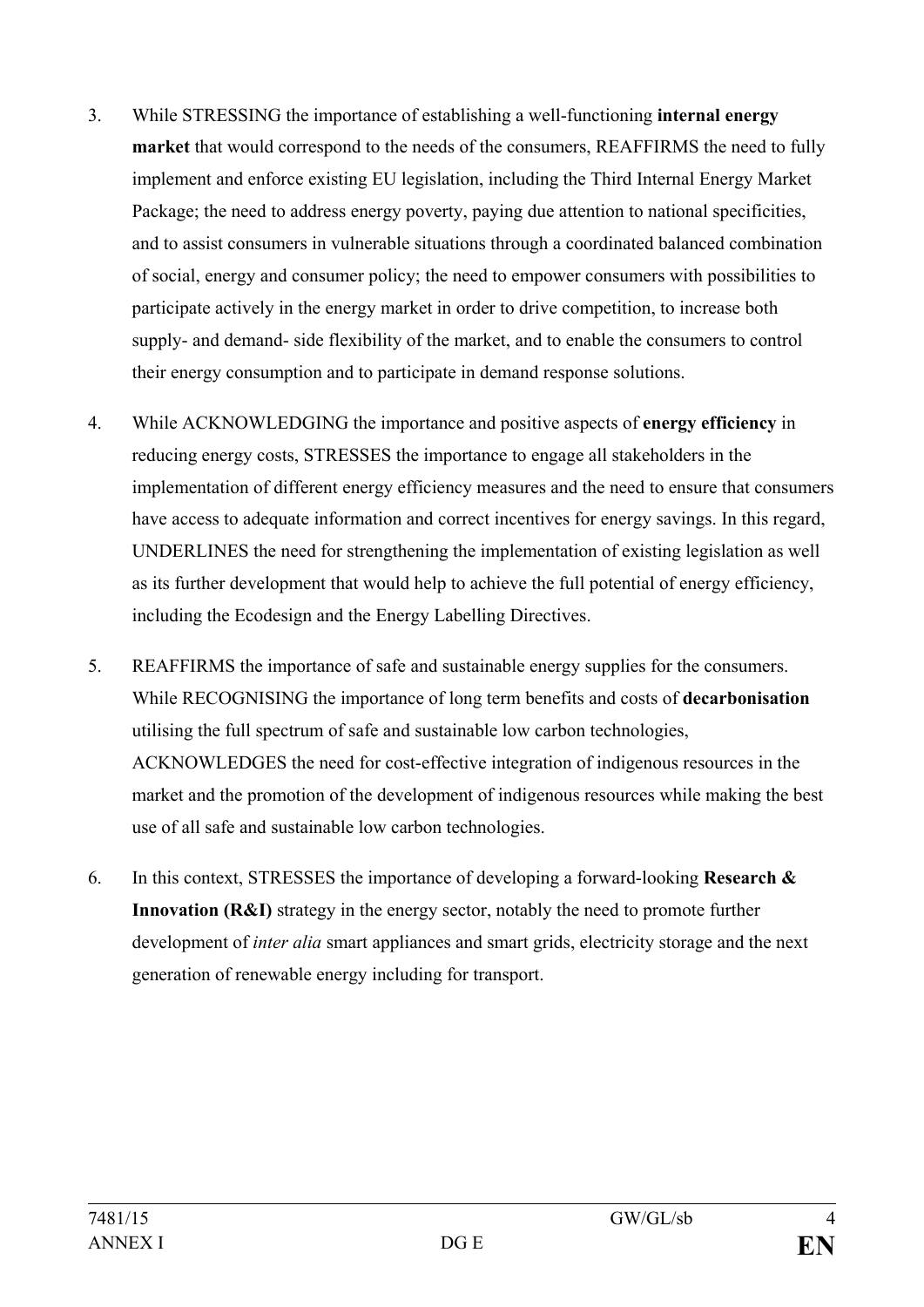3. While STRESSING the importance of establishing a well-functioning **internal energy market** that would correspond to the needs of the consumers, REAFFIRMS the need to fully implement and enforce existing EU legislation, including the Third Internal Energy Market Package; the need to address energy poverty, paying due attention to national specificities, and to assist consumers in vulnerable situations through a coordinated balanced combination of social, energy and consumer policy; the need to empower consumers with possibilities to participate actively in the energy market in order to drive competition, to increase both supply- and demand- side flexibility of the market, and to enable the consumers to control their energy consumption and to participate in demand response solutions.

4. While ACKNOWLEDGING the importance and positive aspects of **energy efficiency** in reducing energy costs, STRESSES the importance to engage all stakeholders in the implementation of different energy efficiency measures and the need to ensure that consumers have access to adequate information and correct incentives for energy savings. In this regard, UNDERLINES the need for strengthening the implementation of existing legislation as well as its further development that would help to achieve the full potential of energy efficiency, including the Ecodesign and the Energy Labelling Directives.

5. REAFFIRMS the importance of safe and sustainable energy supplies for the consumers. While RECOGNISING the importance of long term benefits and costs of **decarbonisation** utilising the full spectrum of safe and sustainable low carbon technologies, ACKNOWLEDGES the need for cost-effective integration of indigenous resources in the market and the promotion of the development of indigenous resources while making the best use of all safe and sustainable low carbon technologies.

6. In this context, STRESSES the importance of developing a forward-looking **Research & Innovation (R&I)** strategy in the energy sector, notably the need to promote further development of *inter alia* smart appliances and smart grids, electricity storage and the next generation of renewable energy including for transport.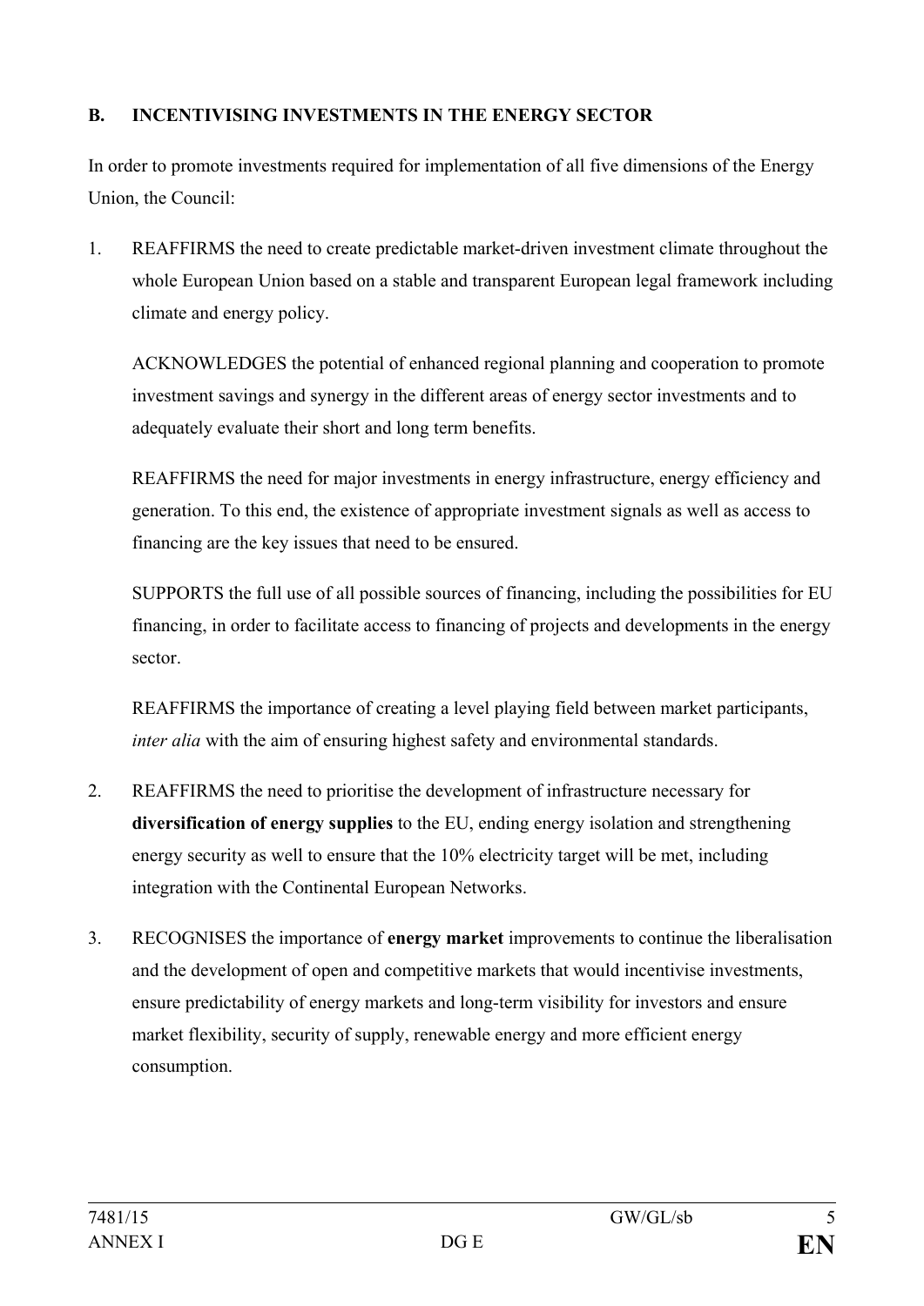## B. INCENTIVISING INVESTMENTS IN THE ENERGY SECTOR

In order to promote investments required for implementation of all five dimensions of the Energy Union, the Council:

1. REAFFIRMS the need to create predictable market-driven investment climate throughout the whole European Union based on a stable and transparent European legal framework including climate and energy policy.

   ACKNOWLEDGES the potential of enhanced regional planning and cooperation to promote investment savings and synergy in the different areas of energy sector investments and to adequately evaluate their short and long term benefits.

   REAFFIRMS the need for major investments in energy infrastructure, energy efficiency and generation. To this end, the existence of appropriate investment signals as well as access to financing are the key issues that need to be ensured.

   SUPPORTS the full use of all possible sources of financing, including the possibilities for EU financing, in order to facilitate access to financing of projects and developments in the energy sector.

   REAFFIRMS the importance of creating a level playing field between market participants, *inter alia* with the aim of ensuring highest safety and environmental standards.

2. REAFFIRMS the need to prioritise the development of infrastructure necessary for **diversification of energy supplies** to the EU, ending energy isolation and strengthening energy security as well to ensure that the 10% electricity target will be met, including integration with the Continental European Networks.

3. RECOGNISES the importance of **energy market** improvements to continue the liberalisation and the development of open and competitive markets that would incentivise investments, ensure predictability of energy markets and long-term visibility for investors and ensure market flexibility, security of supply, renewable energy and more efficient energy consumption.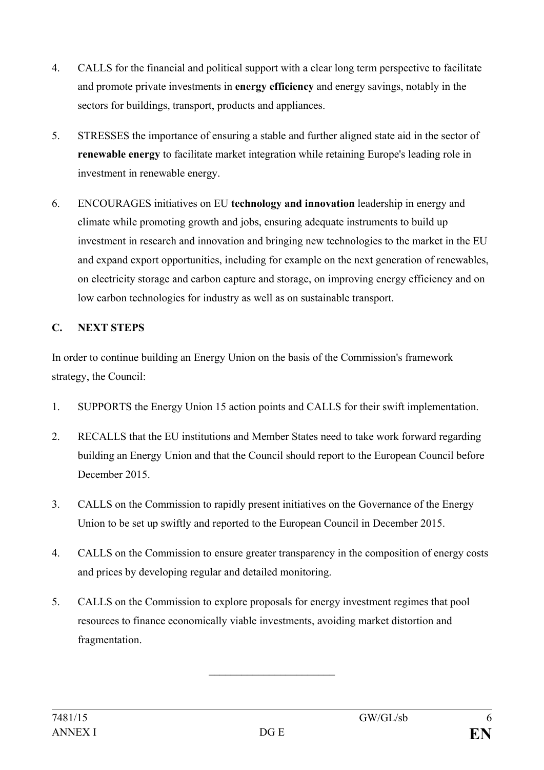4. CALLS for the financial and political support with a clear long term perspective to facilitate and promote private investments in **energy efficiency** and energy savings, notably in the sectors for buildings, transport, products and appliances.

5. STRESSES the importance of ensuring a stable and further aligned state aid in the sector of **renewable energy** to facilitate market integration while retaining Europe's leading role in investment in renewable energy.

6. ENCOURAGES initiatives on EU **technology and innovation** leadership in energy and climate while promoting growth and jobs, ensuring adequate instruments to build up investment in research and innovation and bringing new technologies to the market in the EU and expand export opportunities, including for example on the next generation of renewables, on electricity storage and carbon capture and storage, on improving energy efficiency and on low carbon technologies for industry as well as on sustainable transport.

## C. NEXT STEPS

In order to continue building an Energy Union on the basis of the Commission's framework strategy, the Council:

1. SUPPORTS the Energy Union 15 action points and CALLS for their swift implementation.

2. RECALLS that the EU institutions and Member States need to take work forward regarding building an Energy Union and that the Council should report to the European Council before December 2015.

3. CALLS on the Commission to rapidly present initiatives on the Governance of the Energy Union to be set up swiftly and reported to the European Council in December 2015.

4. CALLS on the Commission to ensure greater transparency in the composition of energy costs and prices by developing regular and detailed monitoring.

5. CALLS on the Commission to explore proposals for energy investment regimes that pool resources to finance economically viable investments, avoiding market distortion and fragmentation.

________________________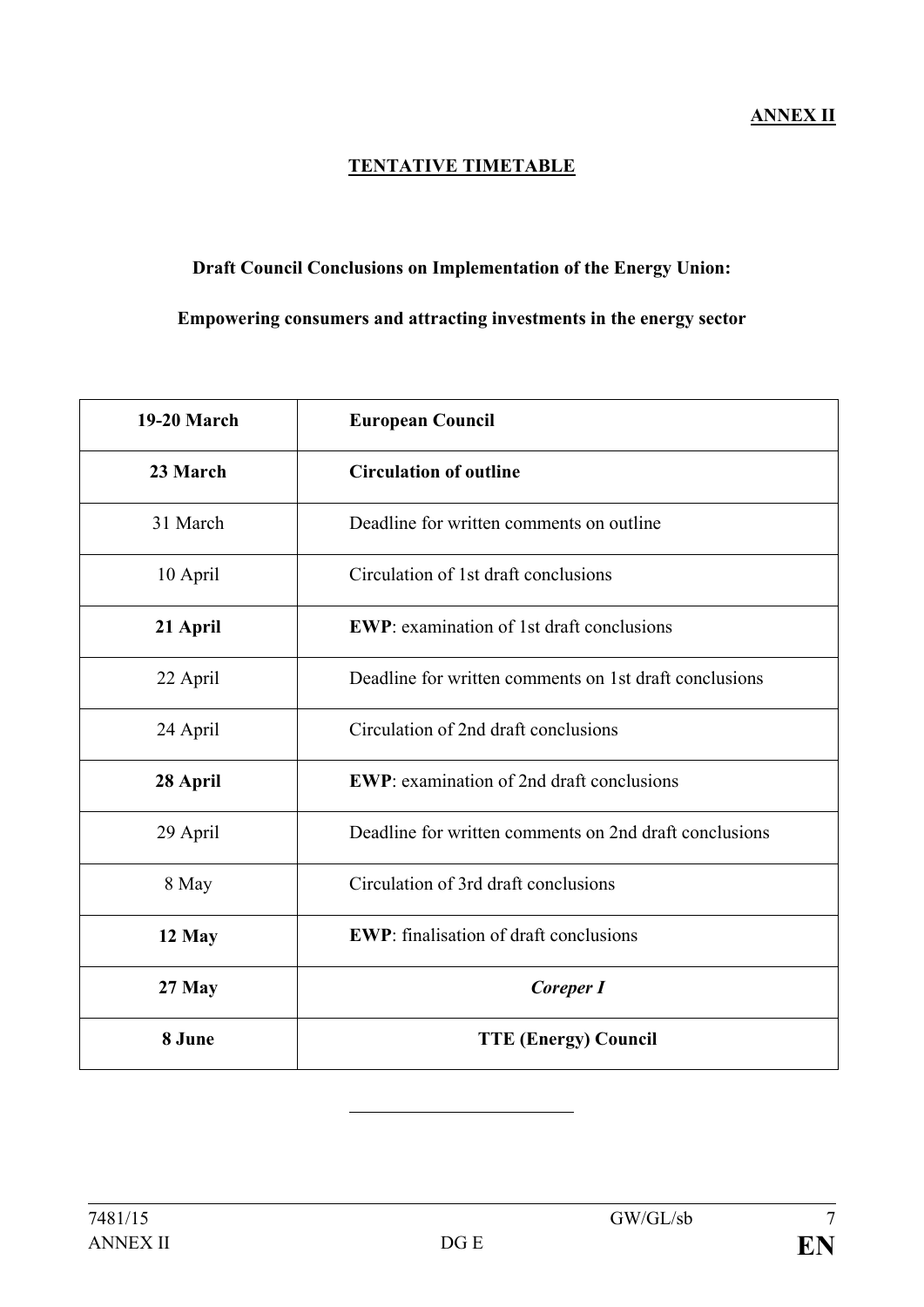**ANNEX II**

# TENTATIVE TIMETABLE

**Draft Council Conclusions on Implementation of the Energy Union:**

**Empowering consumers and attracting investments in the energy sector**

| | |
|---|---|
| **19-20 March** | **European Council** |
| **23 March** | **Circulation of outline** |
| 31 March | Deadline for written comments on outline |
| 10 April | Circulation of 1st draft conclusions |
| **21 April** | **EWP**: examination of 1st draft conclusions |
| 22 April | Deadline for written comments on 1st draft conclusions |
| 24 April | Circulation of 2nd draft conclusions |
| **28 April** | **EWP**: examination of 2nd draft conclusions |
| 29 April | Deadline for written comments on 2nd draft conclusions |
| 8 May | Circulation of 3rd draft conclusions |
| **12 May** | **EWP**: finalisation of draft conclusions |
| **27 May** | ***Coreper I*** |
| **8 June** | **TTE (Energy) Council** |